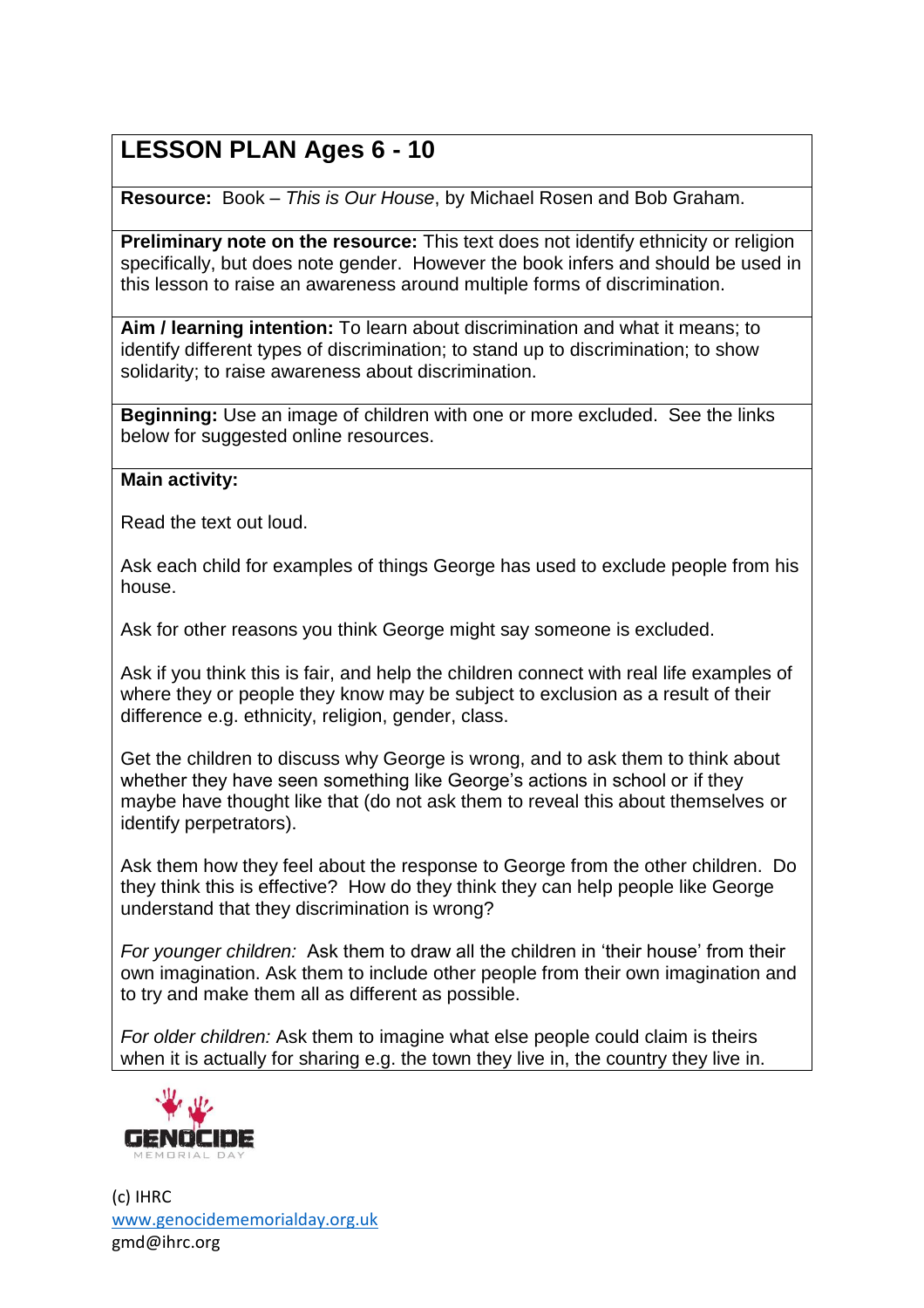# LESSON PLAN Ages 6 - 10

**Resource:** Book – *This is Our House*, by Michael Rosen and Bob Graham.

**Preliminary note on the resource:** This text does not identify ethnicity or religion specifically, but does note gender. However the book infers and should be used in this lesson to raise an awareness around multiple forms of discrimination.

**Aim / learning intention:** To learn about discrimination and what it means; to identify different types of discrimination; to stand up to discrimination; to show solidarity; to raise awareness about discrimination.

**Beginning:** Use an image of children with one or more excluded. See the links below for suggested online resources.

**Main activity:**

Read the text out loud.

Ask each child for examples of things George has used to exclude people from his house.

Ask for other reasons you think George might say someone is excluded.

Ask if you think this is fair, and help the children connect with real life examples of where they or people they know may be subject to exclusion as a result of their difference e.g. ethnicity, religion, gender, class.

Get the children to discuss why George is wrong, and to ask them to think about whether they have seen something like George's actions in school or if they maybe have thought like that (do not ask them to reveal this about themselves or identify perpetrators).

Ask them how they feel about the response to George from the other children. Do they think this is effective? How do they think they can help people like George understand that they discrimination is wrong?

*For younger children:* Ask them to draw all the children in 'their house' from their own imagination. Ask them to include other people from their own imagination and to try and make them all as different as possible.

*For older children:* Ask them to imagine what else people could claim is theirs when it is actually for sharing e.g. the town they live in, the country they live in.

GENOCIDE MEMORIAL DAY

(c) IHRC
www.genocidememorialday.org.uk
gmd@ihrc.org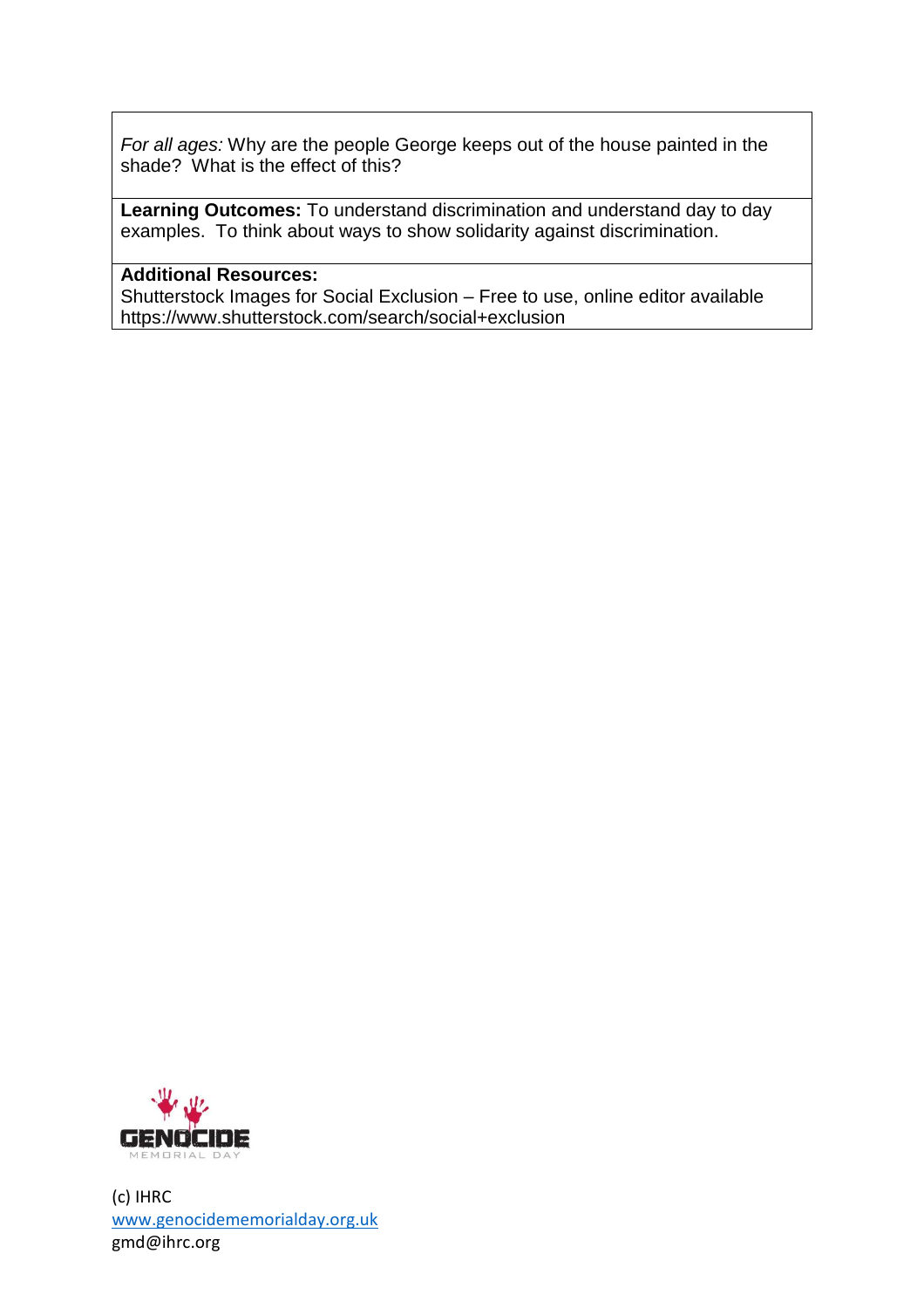| |
|---|
| *For all ages:* Why are the people George keeps out of the house painted in the shade? What is the effect of this? |
| **Learning Outcomes:** To understand discrimination and understand day to day examples. To think about ways to show solidarity against discrimination. |
| **Additional Resources:**<br>Shutterstock Images for Social Exclusion – Free to use, online editor available<br>https://www.shutterstock.com/search/social+exclusion |

GENOCIDE MEMORIAL DAY

(c) IHRC
www.genocidememorialday.org.uk
gmd@ihrc.org